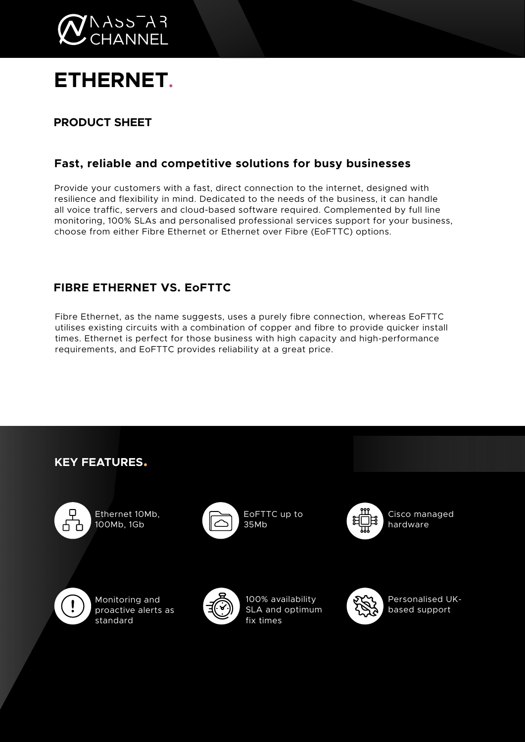NASSTAR CHANNEL

# ETHERNET.

## PRODUCT SHEET

### Fast, reliable and competitive solutions for busy businesses

Provide your customers with a fast, direct connection to the internet, designed with resilience and flexibility in mind. Dedicated to the needs of the business, it can handle all voice traffic, servers and cloud-based software required. Complemented by full line monitoring, 100% SLAs and personalised professional services support for your business, choose from either Fibre Ethernet or Ethernet over Fibre (EoFTTC) options.

## FIBRE ETHERNET VS. EoFTTC

Fibre Ethernet, as the name suggests, uses a purely fibre connection, whereas EoFTTC utilises existing circuits with a combination of copper and fibre to provide quicker install times. Ethernet is perfect for those business with high capacity and high-performance requirements, and EoFTTC provides reliability at a great price.

## KEY FEATURES.

- Ethernet 10Mb, 100Mb, 1Gb
- EoFTTC up to 35Mb
- Cisco managed hardware
- Monitoring and proactive alerts as standard
- 100% availability SLA and optimum fix times
- Personalised UK-based support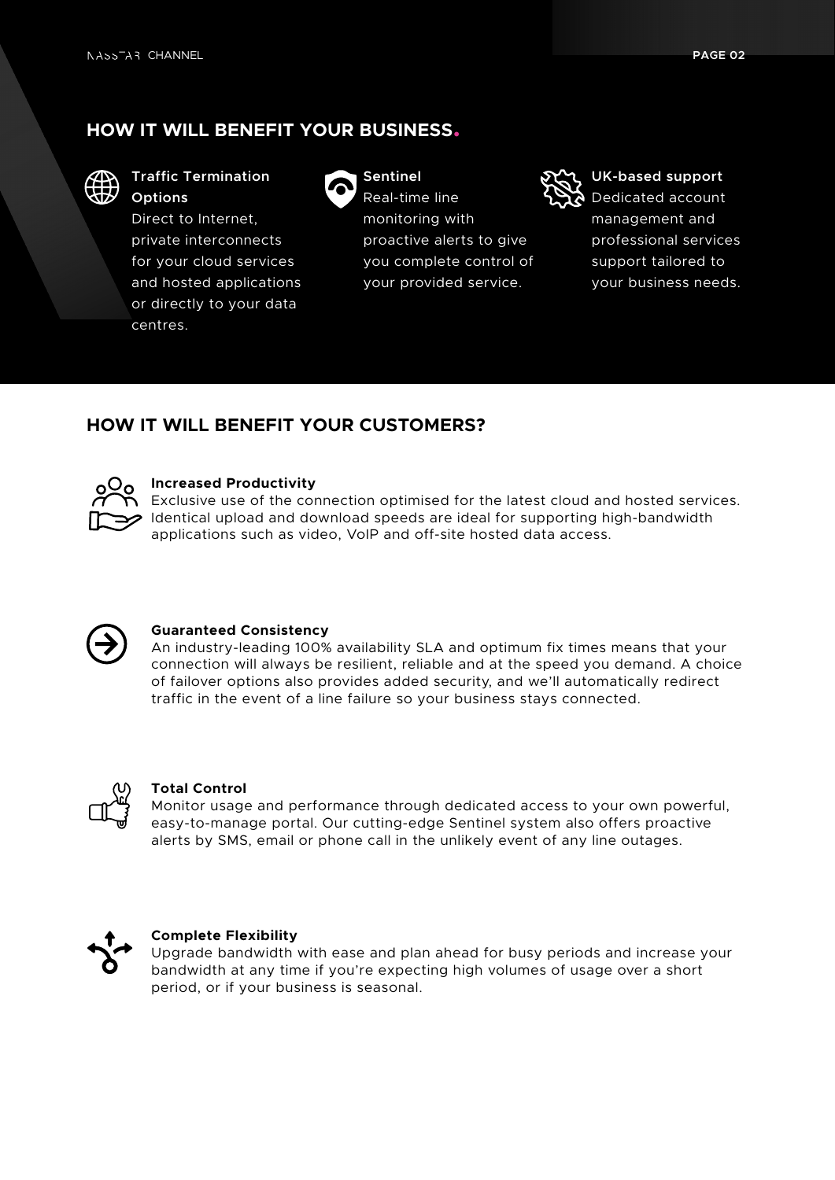## HOW IT WILL BENEFIT YOUR BUSINESS.

**Traffic Termination Options**
Direct to Internet, private interconnects for your cloud services and hosted applications or directly to your data centres.

**Sentinel**
Real-time line monitoring with proactive alerts to give you complete control of your provided service.

**UK-based support**
Dedicated account management and professional services support tailored to your business needs.

## HOW IT WILL BENEFIT YOUR CUSTOMERS?

**Increased Productivity**
Exclusive use of the connection optimised for the latest cloud and hosted services. Identical upload and download speeds are ideal for supporting high-bandwidth applications such as video, VoIP and off-site hosted data access.

**Guaranteed Consistency**
An industry-leading 100% availability SLA and optimum fix times means that your connection will always be resilient, reliable and at the speed you demand. A choice of failover options also provides added security, and we'll automatically redirect traffic in the event of a line failure so your business stays connected.

**Total Control**
Monitor usage and performance through dedicated access to your own powerful, easy-to-manage portal. Our cutting-edge Sentinel system also offers proactive alerts by SMS, email or phone call in the unlikely event of any line outages.

**Complete Flexibility**
Upgrade bandwidth with ease and plan ahead for busy periods and increase your bandwidth at any time if you're expecting high volumes of usage over a short period, or if your business is seasonal.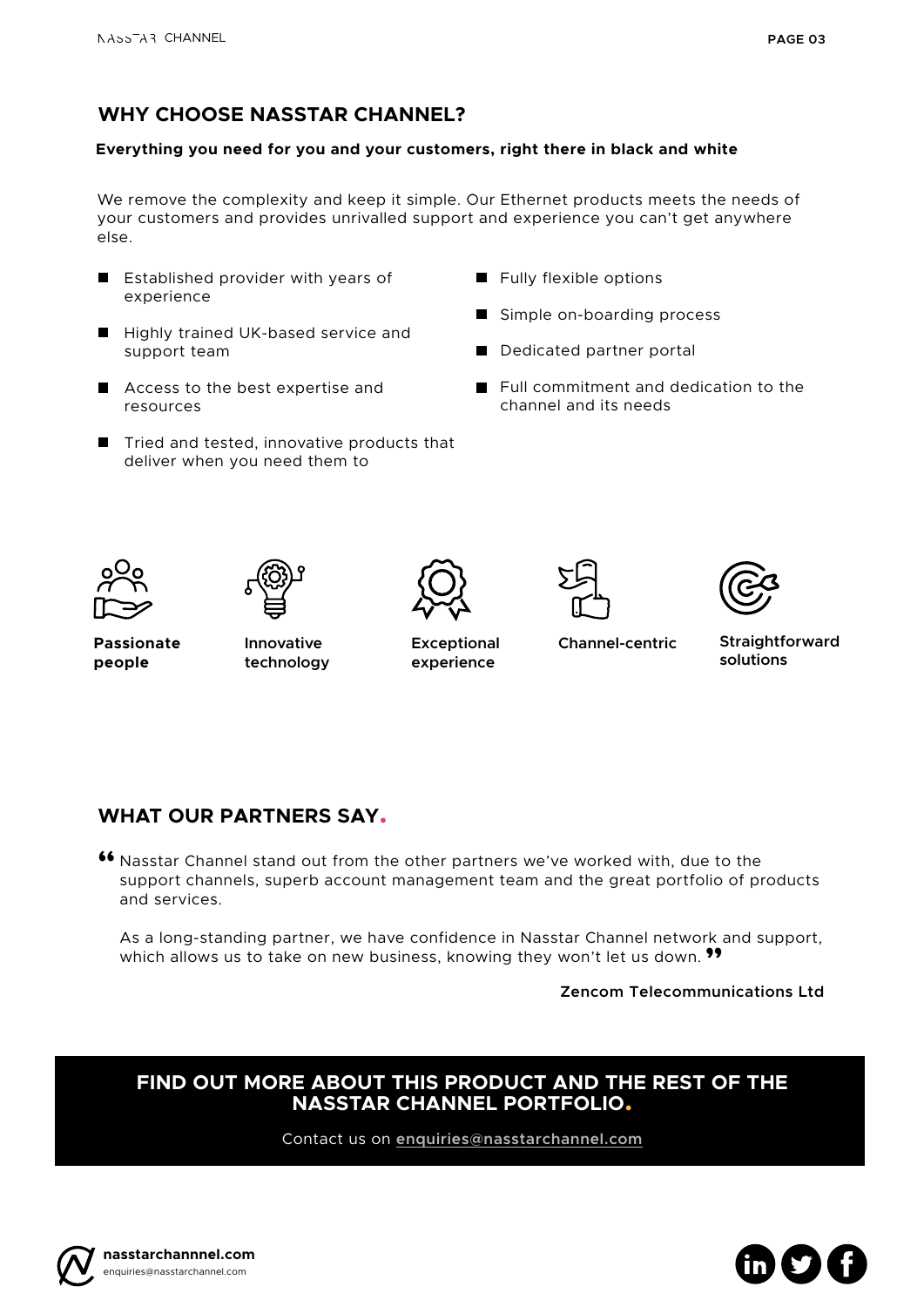## WHY CHOOSE NASSTAR CHANNEL?

**Everything you need for you and your customers, right there in black and white**

We remove the complexity and keep it simple. Our Ethernet products meets the needs of your customers and provides unrivalled support and experience you can't get anywhere else.

- Established provider with years of experience
- Highly trained UK-based service and support team
- Access to the best expertise and resources
- Tried and tested, innovative products that deliver when you need them to
- Fully flexible options
- Simple on-boarding process
- Dedicated partner portal
- Full commitment and dedication to the channel and its needs

**Passionate people**

**Innovative technology**

**Exceptional experience**

**Channel-centric**

**Straightforward solutions**

## WHAT OUR PARTNERS SAY.

> "Nasstar Channel stand out from the other partners we've worked with, due to the support channels, superb account management team and the great portfolio of products and services.
>
> As a long-standing partner, we have confidence in Nasstar Channel network and support, which allows us to take on new business, knowing they won't let us down."

**Zencom Telecommunications Ltd**

## FIND OUT MORE ABOUT THIS PRODUCT AND THE REST OF THE NASSTAR CHANNEL PORTFOLIO.

Contact us on enquiries@nasstarchannel.com

**nasstarchannnel.com**
enquiries@nasstarchannel.com